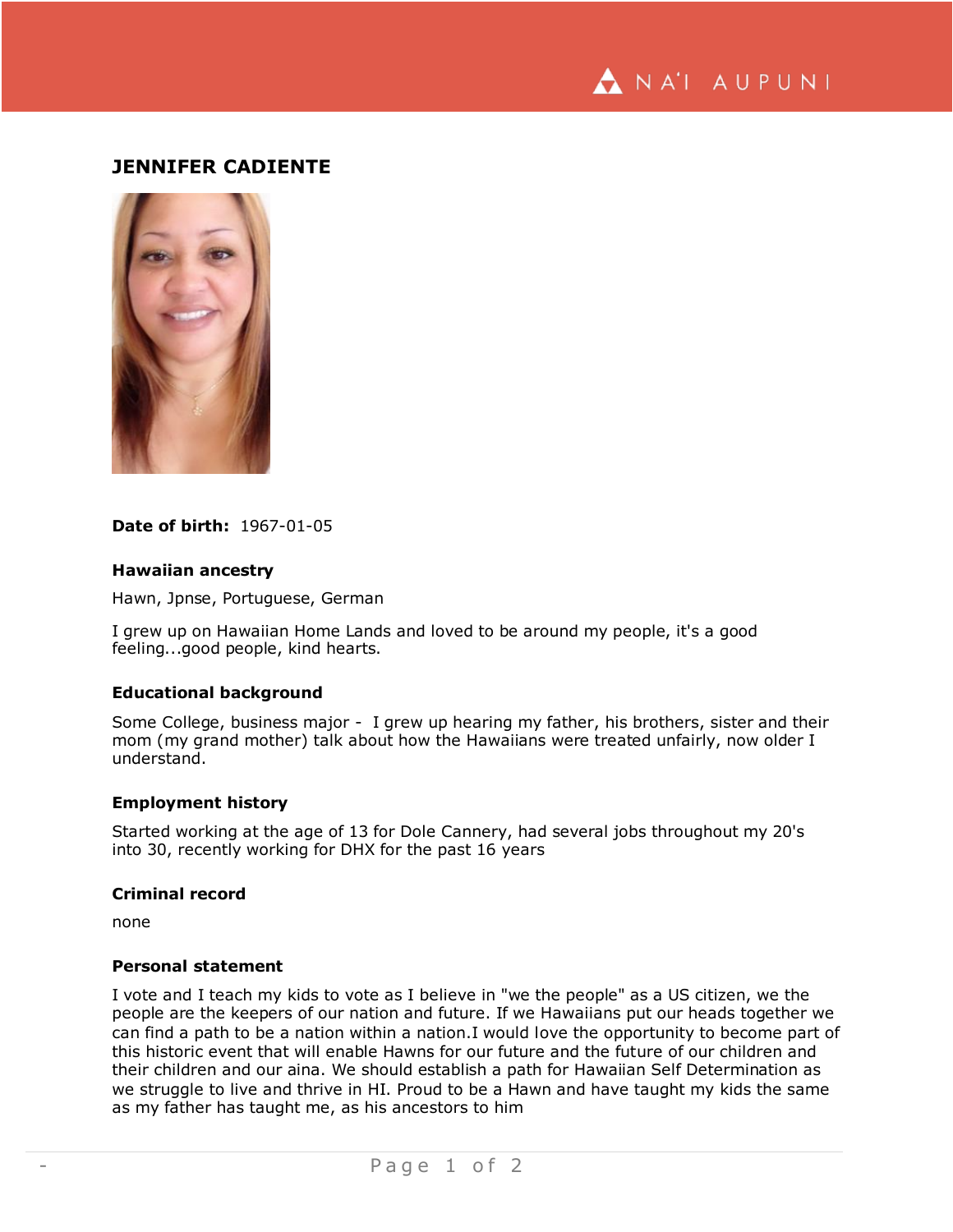# JENNIFER CADIENTE

**Date of birth:** 1967-01-05

### Hawaiian ancestry

Hawn, Jpnse, Portuguese, German

I grew up on Hawaiian Home Lands and loved to be around my people, it's a good feeling...good people, kind hearts.

### Educational background

Some College, business major - I grew up hearing my father, his brothers, sister and their mom (my grand mother) talk about how the Hawaiians were treated unfairly, now older I understand.

### Employment history

Started working at the age of 13 for Dole Cannery, had several jobs throughout my 20's into 30, recently working for DHX for the past 16 years

### Criminal record

none

### Personal statement

I vote and I teach my kids to vote as I believe in "we the people" as a US citizen, we the people are the keepers of our nation and future. If we Hawaiians put our heads together we can find a path to be a nation within a nation.I would love the opportunity to become part of this historic event that will enable Hawns for our future and the future of our children and their children and our aina. We should establish a path for Hawaiian Self Determination as we struggle to live and thrive in HI. Proud to be a Hawn and have taught my kids the same as my father has taught me, as his ancestors to him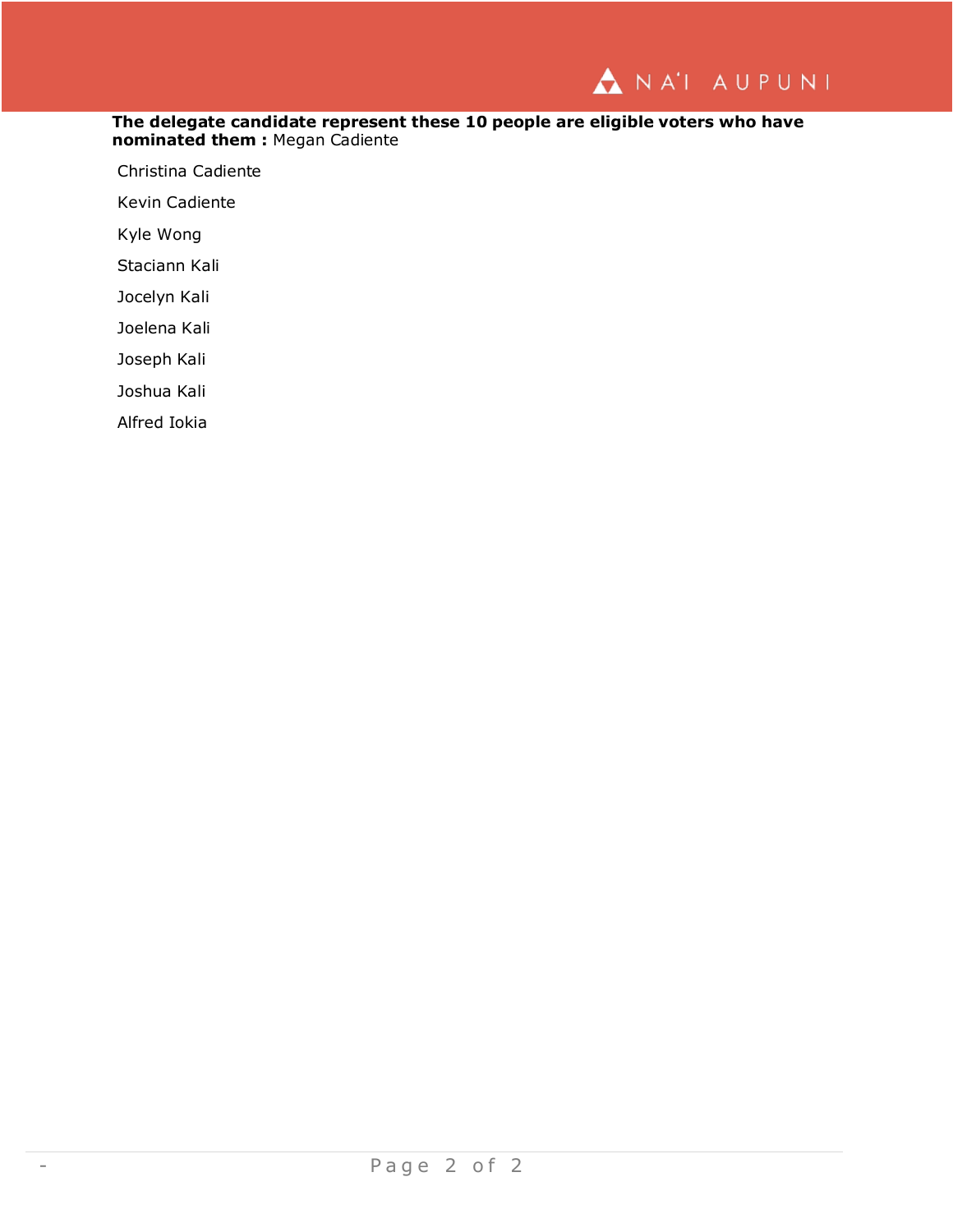**The delegate candidate represent these 10 people are eligible voters who have nominated them :** Megan Cadiente

Christina Cadiente

Kevin Cadiente

Kyle Wong

Staciann Kali

Jocelyn Kali

Joelena Kali

Joseph Kali

Joshua Kali

Alfred Iokia